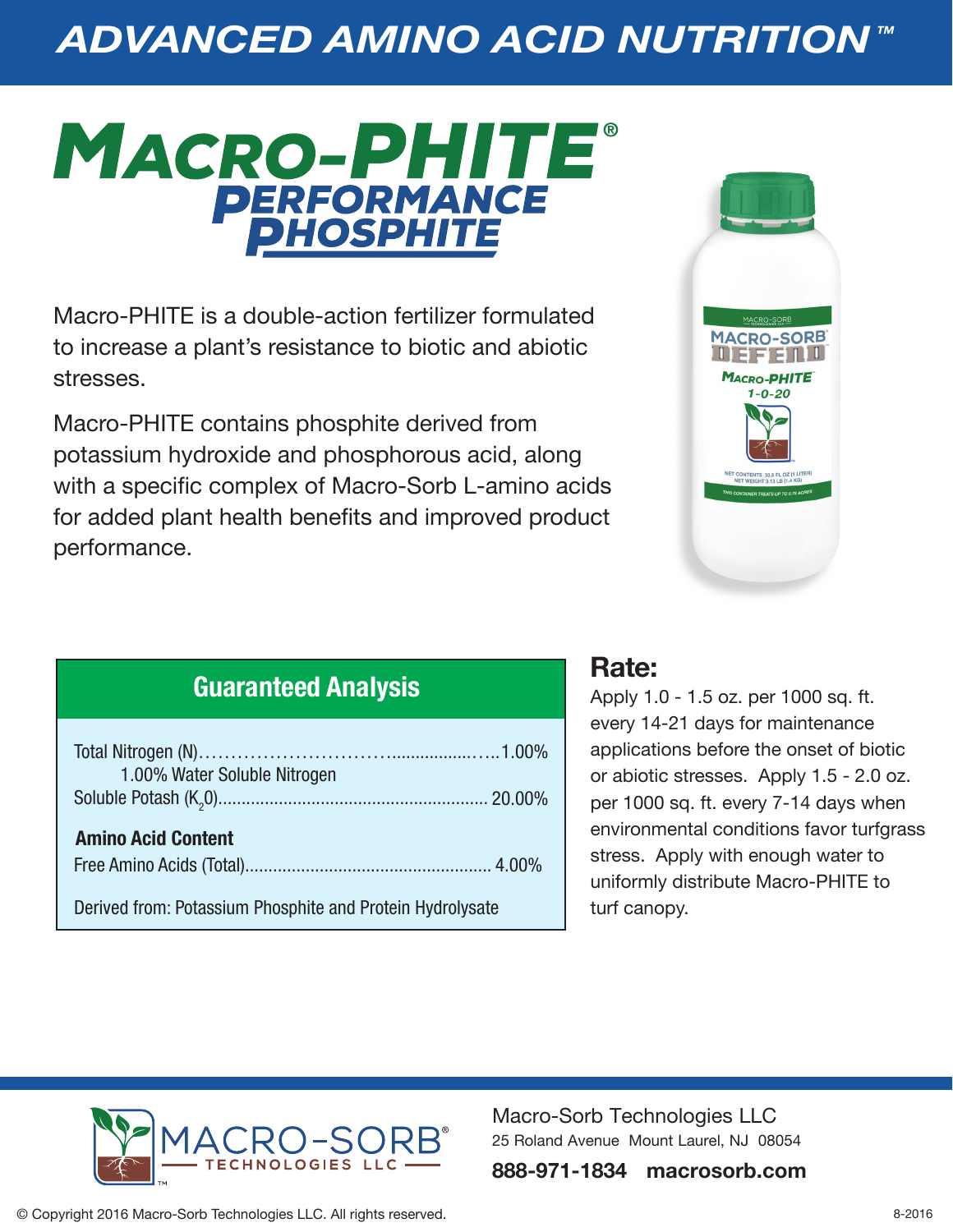# ADVANCED AMINO ACID NUTRITION™

# MACRO-PHITE®

## PERFORMANCE PHOSPHITE

Macro-PHITE is a double-action fertilizer formulated to increase a plant's resistance to biotic and abiotic stresses.

Macro-PHITE contains phosphite derived from potassium hydroxide and phosphorous acid, along with a specific complex of Macro-Sorb L-amino acids for added plant health benefits and improved product performance.

### Guaranteed Analysis

| | |
|---|---|
| Total Nitrogen (N) | 1.00% |
| 1.00% Water Soluble Nitrogen | |
| Soluble Potash ($K_2O$) | 20.00% |
| **Amino Acid Content** | |
| Free Amino Acids (Total) | 4.00% |

Derived from: Potassium Phosphite and Protein Hydrolysate

### Rate:

Apply 1.0 - 1.5 oz. per 1000 sq. ft. every 14-21 days for maintenance applications before the onset of biotic or abiotic stresses. Apply 1.5 - 2.0 oz. per 1000 sq. ft. every 7-14 days when environmental conditions favor turfgrass stress. Apply with enough water to uniformly distribute Macro-PHITE to turf canopy.

MACRO-SORB® TECHNOLOGIES LLC

Macro-Sorb Technologies LLC
25 Roland Avenue Mount Laurel, NJ 08054

**888-971-1834 macrosorb.com**

© Copyright 2016 Macro-Sorb Technologies LLC. All rights reserved.

8-2016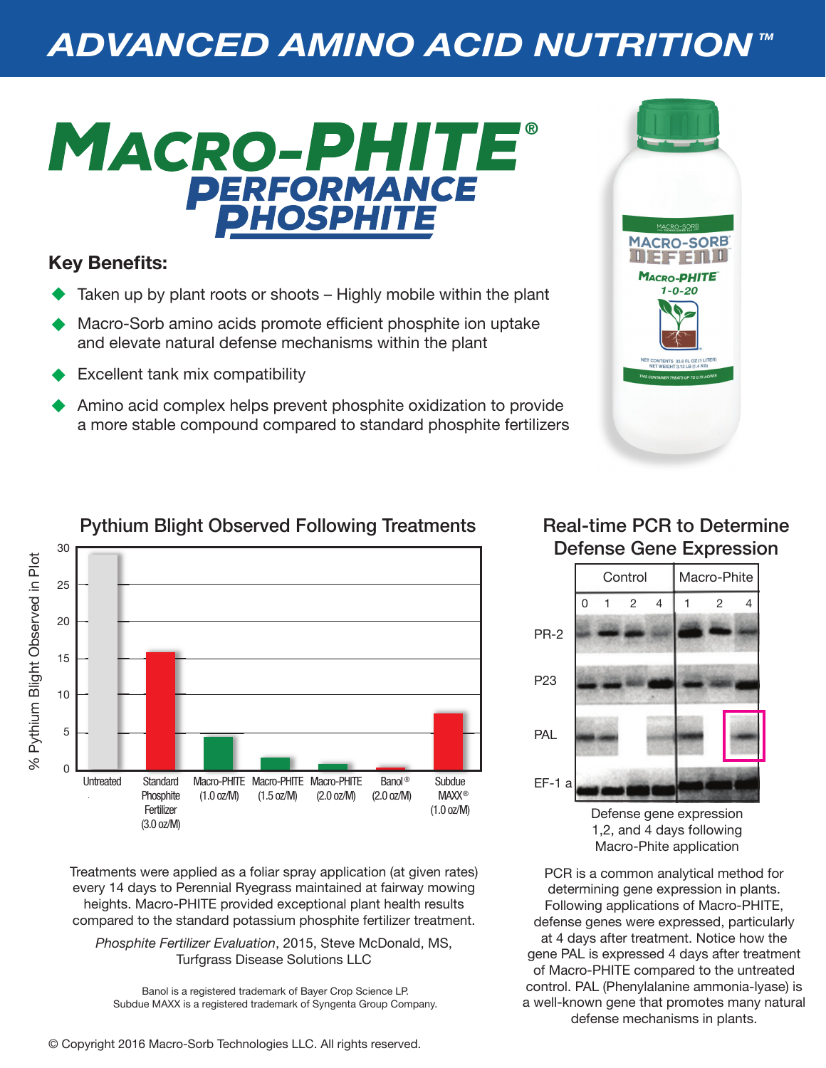# ADVANCED AMINO ACID NUTRITION™

# MACRO-PHITE®
## PERFORMANCE PHOSPHITE

### Key Benefits:

- Taken up by plant roots or shoots – Highly mobile within the plant
- Macro-Sorb amino acids promote efficient phosphite ion uptake and elevate natural defense mechanisms within the plant
- Excellent tank mix compatibility
- Amino acid complex helps prevent phosphite oxidization to provide a more stable compound compared to standard phosphite fertilizers

MACRO-SORB
MACRO-SORB DEFEND
MACRO-PHITE
1-0-20
NET CONTENTS 33.8 FL OZ (1 LITER)
NET WEIGHT 3.13 LB (1.4 KG)
THIS CONTAINER TREATS UP TO 0.75 ACRES

## Pythium Blight Observed Following Treatments

% Pythium Blight Observed in Plot

30
25
20
15
10
5
0

Untreated
Standard Phosphite Fertilizer (3.0 oz/M)
Macro-PHITE (1.0 oz/M)
Macro-PHITE (1.5 oz/M)
Macro-PHITE (2.0 oz/M)
Banol® (2.0 oz/M)
Subdue MAXX® (1.0 oz/M)

Treatments were applied as a foliar spray application (at given rates) every 14 days to Perennial Ryegrass maintained at fairway mowing heights. Macro-PHITE provided exceptional plant health results compared to the standard potassium phosphite fertilizer treatment.

*Phosphite Fertilizer Evaluation*, 2015, Steve McDonald, MS, Turfgrass Disease Solutions LLC

Banol is a registered trademark of Bayer Crop Science LP.
Subdue MAXX is a registered trademark of Syngenta Group Company.

## Real-time PCR to Determine Defense Gene Expression

Control
Macro-Phite
0 1 2 4
1 2 4
PR-2
P23
PAL
EF-1 a

Defense gene expression 1,2, and 4 days following Macro-Phite application

PCR is a common analytical method for determining gene expression in plants. Following applications of Macro-PHITE, defense genes were expressed, particularly at 4 days after treatment. Notice how the gene PAL is expressed 4 days after treatment of Macro-PHITE compared to the untreated control. PAL (Phenylalanine ammonia-lyase) is a well-known gene that promotes many natural defense mechanisms in plants.

© Copyright 2016 Macro-Sorb Technologies LLC. All rights reserved.